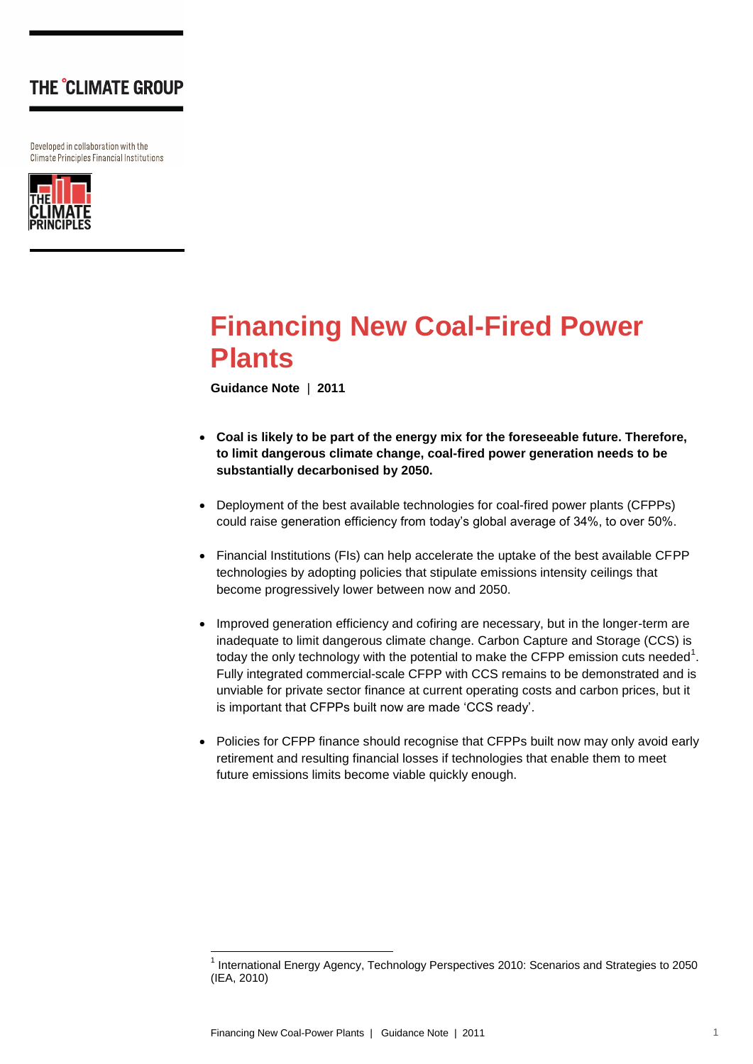THE °CLIMATE GROUP

Developed in collaboration with the Climate Principles Financial Institutions

THE CLIMATE PRINCIPLES

# Financing New Coal-Fired Power Plants

**Guidance Note** | **2011**

- **Coal is likely to be part of the energy mix for the foreseeable future. Therefore, to limit dangerous climate change, coal-fired power generation needs to be substantially decarbonised by 2050.**
- Deployment of the best available technologies for coal-fired power plants (CFPPs) could raise generation efficiency from today's global average of 34%, to over 50%.
- Financial Institutions (FIs) can help accelerate the uptake of the best available CFPP technologies by adopting policies that stipulate emissions intensity ceilings that become progressively lower between now and 2050.
- Improved generation efficiency and cofiring are necessary, but in the longer-term are inadequate to limit dangerous climate change. Carbon Capture and Storage (CCS) is today the only technology with the potential to make the CFPP emission cuts needed[1]. Fully integrated commercial-scale CFPP with CCS remains to be demonstrated and is unviable for private sector finance at current operating costs and carbon prices, but it is important that CFPPs built now are made 'CCS ready'.
- Policies for CFPP finance should recognise that CFPPs built now may only avoid early retirement and resulting financial losses if technologies that enable them to meet future emissions limits become viable quickly enough.

[1] International Energy Agency, Technology Perspectives 2010: Scenarios and Strategies to 2050 (IEA, 2010)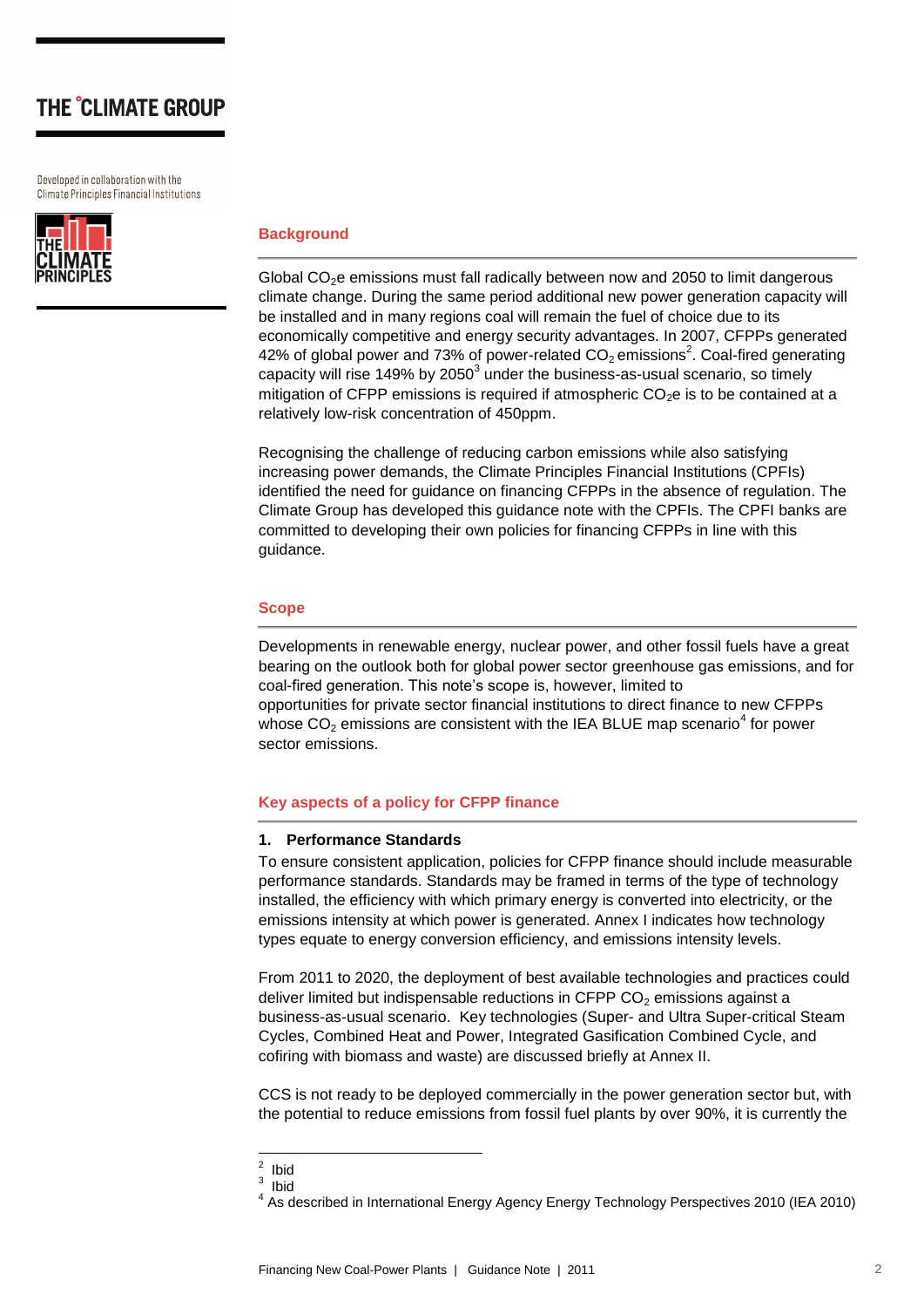## Background

Global $CO_2$e emissions must fall radically between now and 2050 to limit dangerous climate change. During the same period additional new power generation capacity will be installed and in many regions coal will remain the fuel of choice due to its economically competitive and energy security advantages. In 2007, CFPPs generated 42% of global power and 73% of power-related $CO_2$ emissions[2]. Coal-fired generating capacity will rise 149% by 2050[3] under the business-as-usual scenario, so timely mitigation of CFPP emissions is required if atmospheric $CO_2$e is to be contained at a relatively low-risk concentration of 450ppm.

Recognising the challenge of reducing carbon emissions while also satisfying increasing power demands, the Climate Principles Financial Institutions (CPFIs) identified the need for guidance on financing CFPPs in the absence of regulation. The Climate Group has developed this guidance note with the CPFIs. The CPFI banks are committed to developing their own policies for financing CFPPs in line with this guidance.

## Scope

Developments in renewable energy, nuclear power, and other fossil fuels have a great bearing on the outlook both for global power sector greenhouse gas emissions, and for coal-fired generation. This note's scope is, however, limited to opportunities for private sector financial institutions to direct finance to new CFPPs whose $CO_2$ emissions are consistent with the IEA BLUE map scenario[4] for power sector emissions.

## Key aspects of a policy for CFPP finance

### 1. Performance Standards

To ensure consistent application, policies for CFPP finance should include measurable performance standards. Standards may be framed in terms of the type of technology installed, the efficiency with which primary energy is converted into electricity, or the emissions intensity at which power is generated. Annex I indicates how technology types equate to energy conversion efficiency, and emissions intensity levels.

From 2011 to 2020, the deployment of best available technologies and practices could deliver limited but indispensable reductions in CFPP $CO_2$ emissions against a business-as-usual scenario. Key technologies (Super- and Ultra Super-critical Steam Cycles, Combined Heat and Power, Integrated Gasification Combined Cycle, and cofiring with biomass and waste) are discussed briefly at Annex II.

CCS is not ready to be deployed commercially in the power generation sector but, with the potential to reduce emissions from fossil fuel plants by over 90%, it is currently the

---

[2] Ibid

[3] Ibid

[4] As described in International Energy Agency Energy Technology Perspectives 2010 (IEA 2010)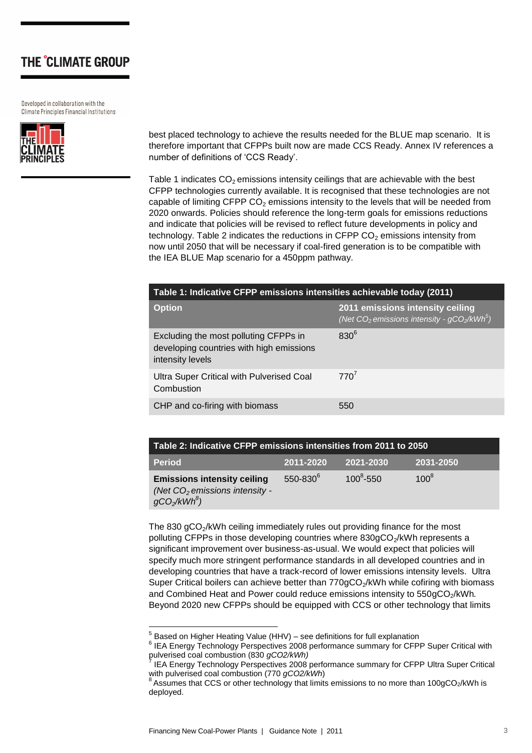best placed technology to achieve the results needed for the BLUE map scenario. It is therefore important that CFPPs built now are made CCS Ready. Annex IV references a number of definitions of 'CCS Ready'.

Table 1 indicates $CO_2$ emissions intensity ceilings that are achievable with the best CFPP technologies currently available. It is recognised that these technologies are not capable of limiting CFPP $CO_2$ emissions intensity to the levels that will be needed from 2020 onwards. Policies should reference the long-term goals for emissions reductions and indicate that policies will be revised to reflect future developments in policy and technology. Table 2 indicates the reductions in CFPP $CO_2$ emissions intensity from now until 2050 that will be necessary if coal-fired generation is to be compatible with the IEA BLUE Map scenario for a 450ppm pathway.

**Table 1: Indicative CFPP emissions intensities achievable today (2011)**

| Option | 2011 emissions intensity ceiling *(Net $CO_2$ emissions intensity - $gCO_2/kWh$[5])* |
|---|---|
| Excluding the most polluting CFPPs in developing countries with high emissions intensity levels | 830[6] |
| Ultra Super Critical with Pulverised Coal Combustion | 770[7] |
| CHP and co-firing with biomass | 550 |

**Table 2: Indicative CFPP emissions intensities from 2011 to 2050**

| Period | 2011-2020 | 2021-2030 | 2031-2050 |
|---|---|---|---|
| **Emissions intensity ceiling** *(Net $CO_2$ emissions intensity - $gCO_2/kWh$[8])* | 550-830[6] | 100[8]-550 | 100[8] |

The 830 $gCO_2/kWh$ ceiling immediately rules out providing finance for the most polluting CFPPs in those developing countries where 830$gCO_2/kWh$ represents a significant improvement over business-as-usual. We would expect that policies will specify much more stringent performance standards in all developed countries and in developing countries that have a track-record of lower emissions intensity levels. Ultra Super Critical boilers can achieve better than 770$gCO_2/kWh$ while cofiring with biomass and Combined Heat and Power could reduce emissions intensity to 550$gCO_2/kWh$. Beyond 2020 new CFPPs should be equipped with CCS or other technology that limits

---

[5] Based on Higher Heating Value (HHV) – see definitions for full explanation

[6] IEA Energy Technology Perspectives 2008 performance summary for CFPP Super Critical with pulverised coal combustion (830 *gCO2/kWh)*

[7] IEA Energy Technology Perspectives 2008 performance summary for CFPP Ultra Super Critical with pulverised coal combustion (770 *gCO2/kWh*)

[8] Assumes that CCS or other technology that limits emissions to no more than 100$gCO_2/kWh$ is deployed.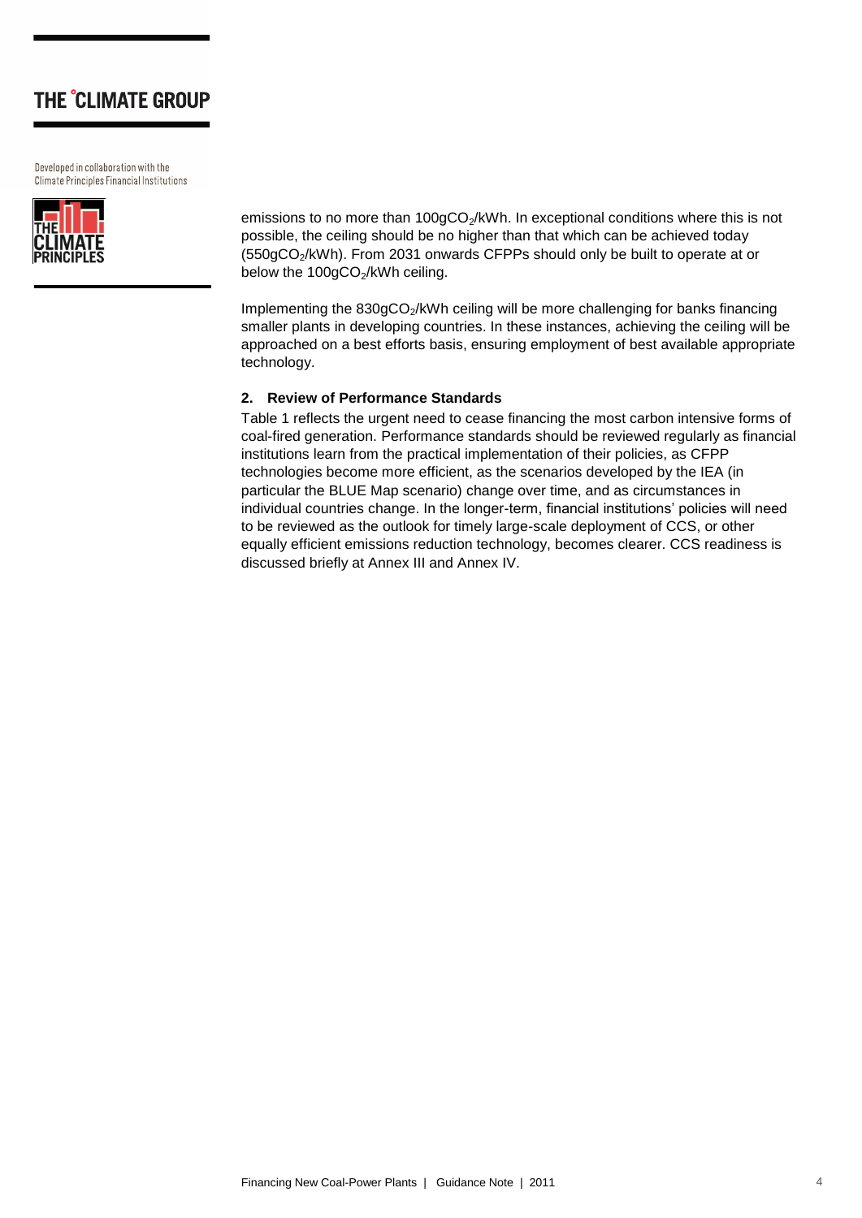emissions to no more than $100gCO_2/kWh$. In exceptional conditions where this is not possible, the ceiling should be no higher than that which can be achieved today ($550gCO_2/kWh$). From 2031 onwards CFPPs should only be built to operate at or below the $100gCO_2/kWh$ ceiling.

Implementing the $830gCO_2/kWh$ ceiling will be more challenging for banks financing smaller plants in developing countries. In these instances, achieving the ceiling will be approached on a best efforts basis, ensuring employment of best available appropriate technology.

**2. Review of Performance Standards**

Table 1 reflects the urgent need to cease financing the most carbon intensive forms of coal-fired generation. Performance standards should be reviewed regularly as financial institutions learn from the practical implementation of their policies, as CFPP technologies become more efficient, as the scenarios developed by the IEA (in particular the BLUE Map scenario) change over time, and as circumstances in individual countries change. In the longer-term, financial institutions' policies will need to be reviewed as the outlook for timely large-scale deployment of CCS, or other equally efficient emissions reduction technology, becomes clearer. CCS readiness is discussed briefly at Annex III and Annex IV.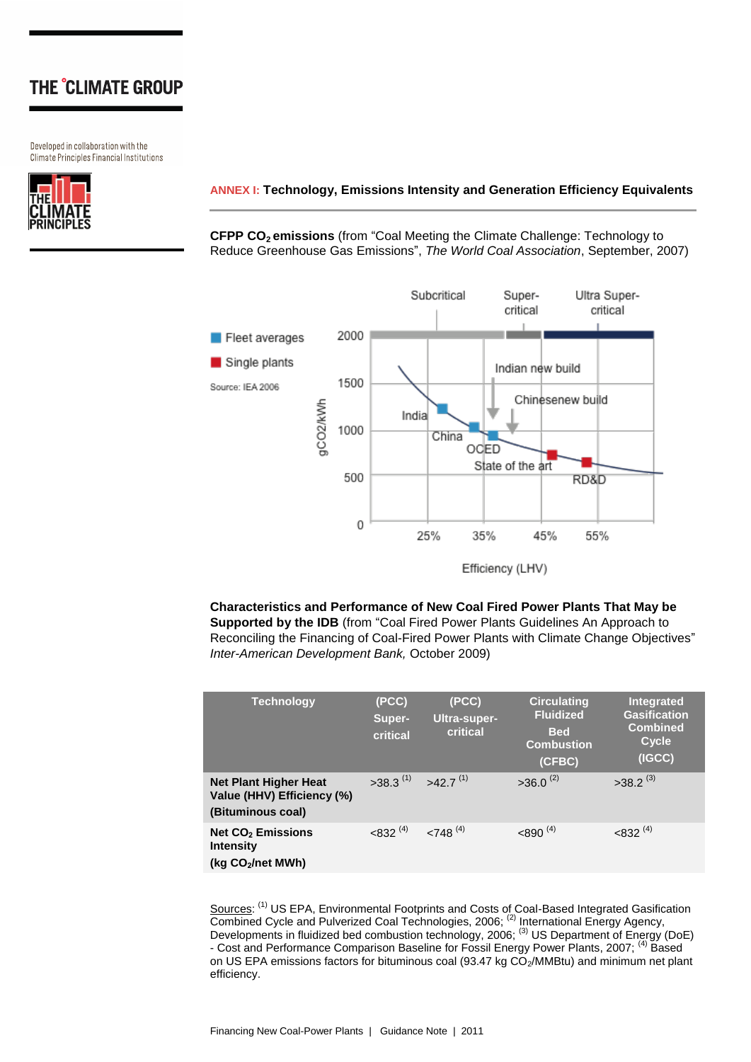## ANNEX I: Technology, Emissions Intensity and Generation Efficiency Equivalents

**CFPP $CO_2$ emissions** (from "Coal Meeting the Climate Challenge: Technology to Reduce Greenhouse Gas Emissions", *The World Coal Association*, September, 2007)

Fleet averages
Single plants
Source: IEA 2006

Subcritical | Super-critical | Ultra Super-critical

gCO2/kWh: 2000, 1500, 1000, 500, 0

India, China, OCED, State of the art, RD&D, Indian new build, Chinesenew build

25% 35% 45% 55%

Efficiency (LHV)

**Characteristics and Performance of New Coal Fired Power Plants That May be Supported by the IDB** (from "Coal Fired Power Plants Guidelines An Approach to Reconciling the Financing of Coal-Fired Power Plants with Climate Change Objectives" *Inter-American Development Bank,* October 2009)

| Technology | (PCC) Super-critical | (PCC) Ultra-super-critical | Circulating Fluidized Bed Combustion (CFBC) | Integrated Gasification Combined Cycle (IGCC) |
|---|---|---|---|---|
| **Net Plant Higher Heat Value (HHV) Efficiency (%) (Bituminous coal)** | >38.3 [1] | >42.7 [1] | >36.0 [2] | >38.2 [3] |
| **Net $CO_2$ Emissions Intensity (kg $CO_2$/net MWh)** | <832 [4] | <748 [4] | <890 [4] | <832 [4] |

Sources: [1] US EPA, Environmental Footprints and Costs of Coal-Based Integrated Gasification Combined Cycle and Pulverized Coal Technologies, 2006; [2] International Energy Agency, Developments in fluidized bed combustion technology, 2006; [3] US Department of Energy (DoE) - Cost and Performance Comparison Baseline for Fossil Energy Power Plants, 2007; [4] Based on US EPA emissions factors for bituminous coal (93.47 kg $CO_2$/MMBtu) and minimum net plant efficiency.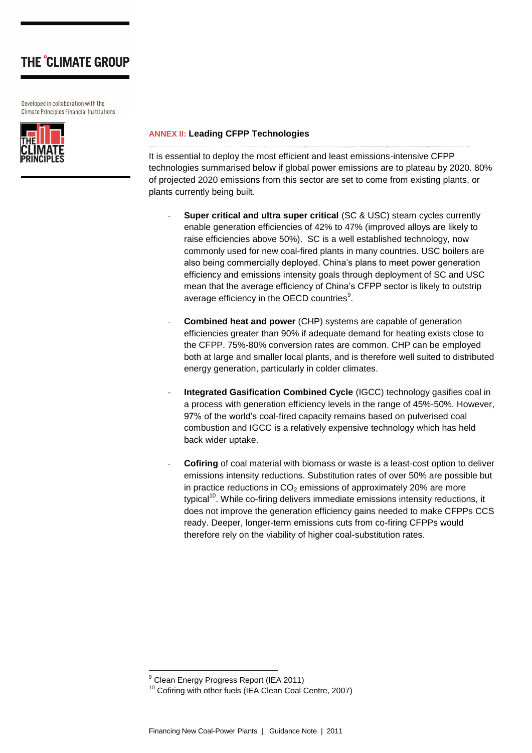## ANNEX II: Leading CFPP Technologies

It is essential to deploy the most efficient and least emissions-intensive CFPP technologies summarised below if global power emissions are to plateau by 2020. 80% of projected 2020 emissions from this sector are set to come from existing plants, or plants currently being built.

- **Super critical and ultra super critical** (SC & USC) steam cycles currently enable generation efficiencies of 42% to 47% (improved alloys are likely to raise efficiencies above 50%). SC is a well established technology, now commonly used for new coal-fired plants in many countries. USC boilers are also being commercially deployed. China's plans to meet power generation efficiency and emissions intensity goals through deployment of SC and USC mean that the average efficiency of China's CFPP sector is likely to outstrip average efficiency in the OECD countries[9].

- **Combined heat and power** (CHP) systems are capable of generation efficiencies greater than 90% if adequate demand for heating exists close to the CFPP. 75%-80% conversion rates are common. CHP can be employed both at large and smaller local plants, and is therefore well suited to distributed energy generation, particularly in colder climates.

- **Integrated Gasification Combined Cycle** (IGCC) technology gasifies coal in a process with generation efficiency levels in the range of 45%-50%. However, 97% of the world's coal-fired capacity remains based on pulverised coal combustion and IGCC is a relatively expensive technology which has held back wider uptake.

- **Cofiring** of coal material with biomass or waste is a least-cost option to deliver emissions intensity reductions. Substitution rates of over 50% are possible but in practice reductions in $CO_2$ emissions of approximately 20% are more typical[10]. While co-firing delivers immediate emissions intensity reductions, it does not improve the generation efficiency gains needed to make CFPPs CCS ready. Deeper, longer-term emissions cuts from co-firing CFPPs would therefore rely on the viability of higher coal-substitution rates.

---

[9] Clean Energy Progress Report (IEA 2011)

[10] Cofiring with other fuels (IEA Clean Coal Centre, 2007)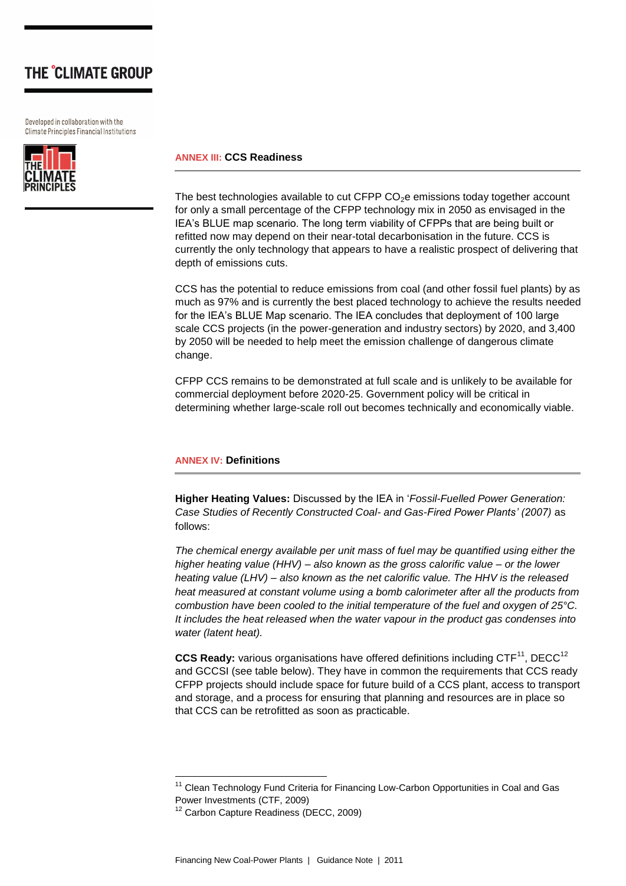## ANNEX III: CCS Readiness

The best technologies available to cut CFPP $CO_2$e emissions today together account for only a small percentage of the CFPP technology mix in 2050 as envisaged in the IEA's BLUE map scenario. The long term viability of CFPPs that are being built or refitted now may depend on their near-total decarbonisation in the future. CCS is currently the only technology that appears to have a realistic prospect of delivering that depth of emissions cuts.

CCS has the potential to reduce emissions from coal (and other fossil fuel plants) by as much as 97% and is currently the best placed technology to achieve the results needed for the IEA's BLUE Map scenario. The IEA concludes that deployment of 100 large scale CCS projects (in the power-generation and industry sectors) by 2020, and 3,400 by 2050 will be needed to help meet the emission challenge of dangerous climate change.

CFPP CCS remains to be demonstrated at full scale and is unlikely to be available for commercial deployment before 2020-25. Government policy will be critical in determining whether large-scale roll out becomes technically and economically viable.

## ANNEX IV: Definitions

**Higher Heating Values:** Discussed by the IEA in '*Fossil-Fuelled Power Generation: Case Studies of Recently Constructed Coal- and Gas-Fired Power Plants' (2007)* as follows:

*The chemical energy available per unit mass of fuel may be quantified using either the higher heating value (HHV) – also known as the gross calorific value – or the lower heating value (LHV) – also known as the net calorific value. The HHV is the released heat measured at constant volume using a bomb calorimeter after all the products from combustion have been cooled to the initial temperature of the fuel and oxygen of 25°C. It includes the heat released when the water vapour in the product gas condenses into water (latent heat).*

**CCS Ready:** various organisations have offered definitions including CTF[11], DECC[12] and GCCSI (see table below). They have in common the requirements that CCS ready CFPP projects should include space for future build of a CCS plant, access to transport and storage, and a process for ensuring that planning and resources are in place so that CCS can be retrofitted as soon as practicable.

---

[11] Clean Technology Fund Criteria for Financing Low-Carbon Opportunities in Coal and Gas Power Investments (CTF, 2009)

[12] Carbon Capture Readiness (DECC, 2009)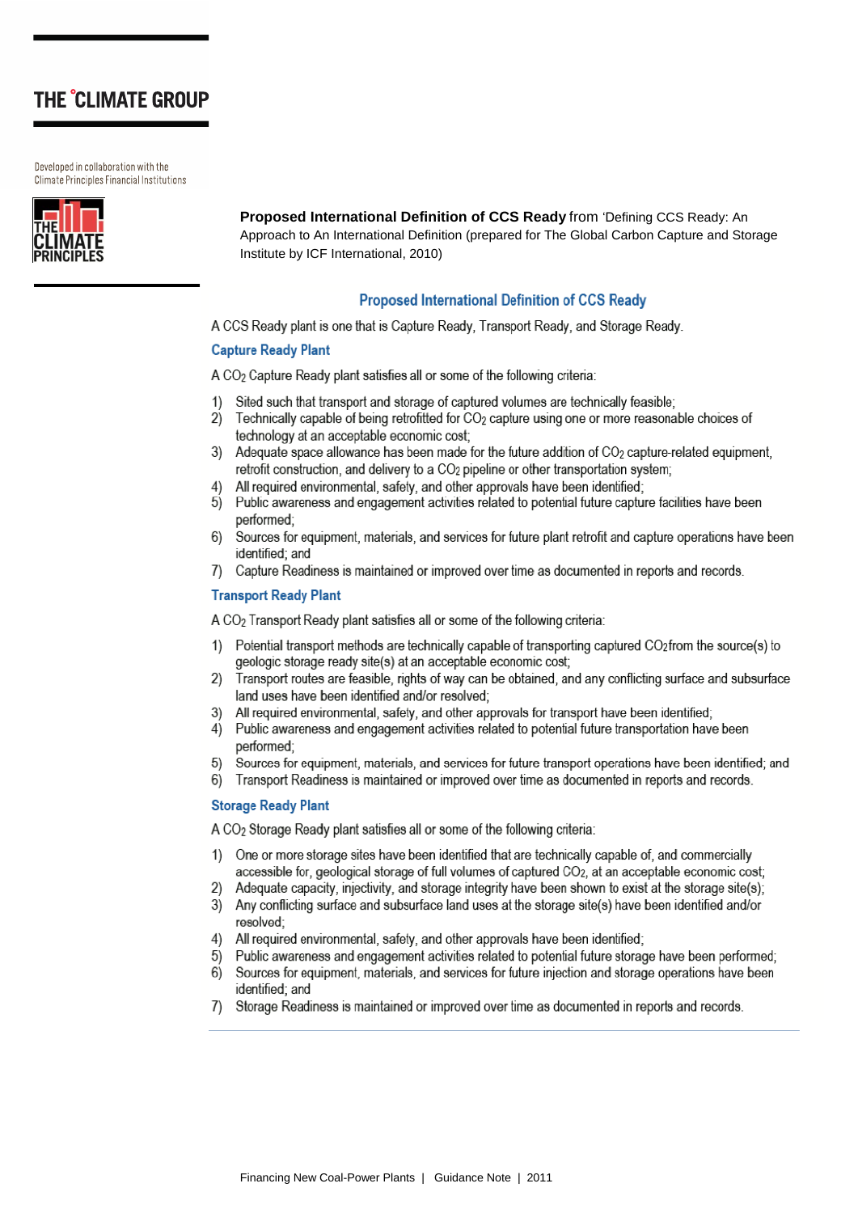THE CLIMATE GROUP

Developed in collaboration with the Climate Principles Financial Institutions

THE CLIMATE PRINCIPLES

**Proposed International Definition of CCS Ready** from 'Defining CCS Ready: An Approach to An International Definition (prepared for The Global Carbon Capture and Storage Institute by ICF International, 2010)

## Proposed International Definition of CCS Ready

A CCS Ready plant is one that is Capture Ready, Transport Ready, and Storage Ready.

### Capture Ready Plant

A $CO_2$ Capture Ready plant satisfies all or some of the following criteria:

1) Sited such that transport and storage of captured volumes are technically feasible;
2) Technically capable of being retrofitted for $CO_2$ capture using one or more reasonable choices of technology at an acceptable economic cost;
3) Adequate space allowance has been made for the future addition of $CO_2$ capture-related equipment, retrofit construction, and delivery to a $CO_2$ pipeline or other transportation system;
4) All required environmental, safety, and other approvals have been identified;
5) Public awareness and engagement activities related to potential future capture facilities have been performed;
6) Sources for equipment, materials, and services for future plant retrofit and capture operations have been identified; and
7) Capture Readiness is maintained or improved over time as documented in reports and records.

### Transport Ready Plant

A $CO_2$ Transport Ready plant satisfies all or some of the following criteria:

1) Potential transport methods are technically capable of transporting captured $CO_2$ from the source(s) to geologic storage ready site(s) at an acceptable economic cost;
2) Transport routes are feasible, rights of way can be obtained, and any conflicting surface and subsurface land uses have been identified and/or resolved;
3) All required environmental, safety, and other approvals for transport have been identified;
4) Public awareness and engagement activities related to potential future transportation have been performed;
5) Sources for equipment, materials, and services for future transport operations have been identified; and
6) Transport Readiness is maintained or improved over time as documented in reports and records.

### Storage Ready Plant

A $CO_2$ Storage Ready plant satisfies all or some of the following criteria:

1) One or more storage sites have been identified that are technically capable of, and commercially accessible for, geological storage of full volumes of captured $CO_2$, at an acceptable economic cost;
2) Adequate capacity, injectivity, and storage integrity have been shown to exist at the storage site(s);
3) Any conflicting surface and subsurface land uses at the storage site(s) have been identified and/or resolved;
4) All required environmental, safety, and other approvals have been identified;
5) Public awareness and engagement activities related to potential future storage have been performed;
6) Sources for equipment, materials, and services for future injection and storage operations have been identified; and
7) Storage Readiness is maintained or improved over time as documented in reports and records.